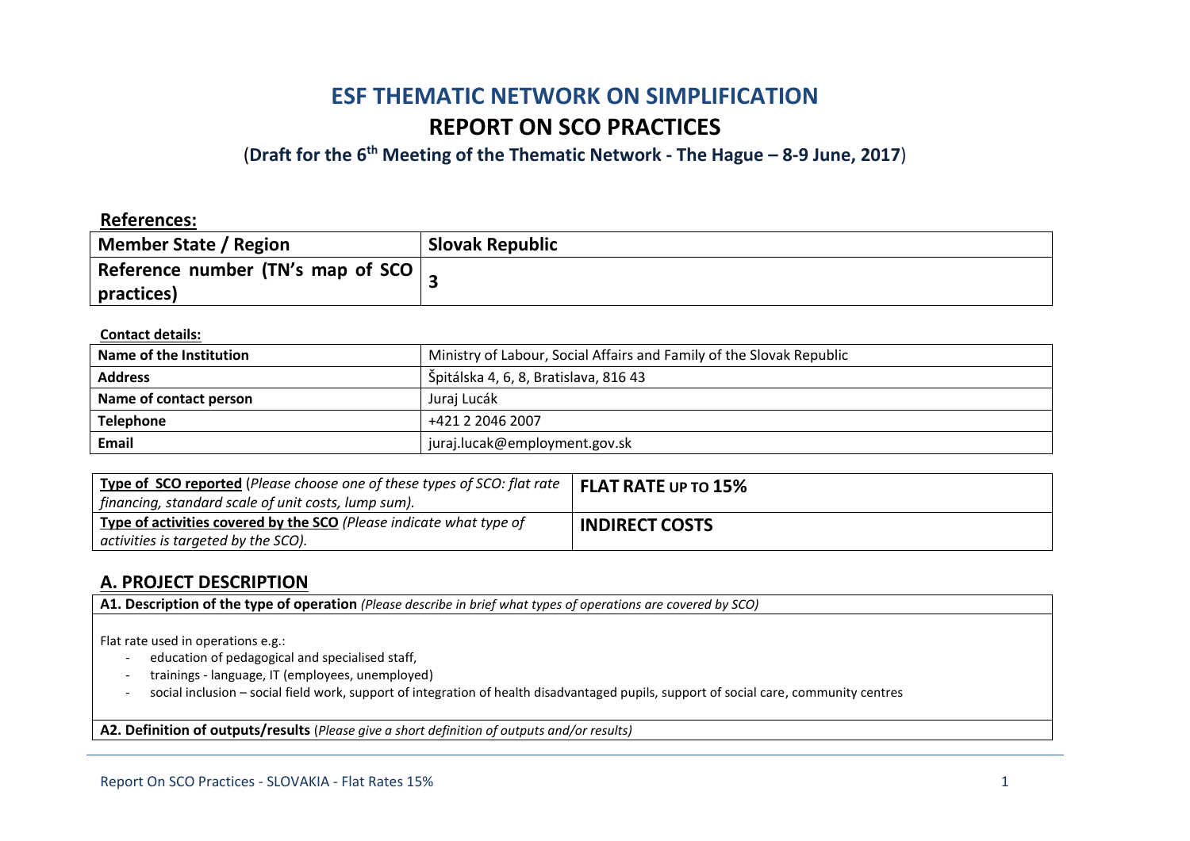# ESF THEMATIC NETWORK ON SIMPLIFICATION

# REPORT ON SCO PRACTICES

**(Draft for the 6th Meeting of the Thematic Network - The Hague – 8-9 June, 2017)**

**References:**

| **Member State / Region** | **Slovak Republic** |
|---|---|
| **Reference number (TN's map of SCO practices)** | **3** |

**Contact details:**

| **Name of the Institution** | Ministry of Labour, Social Affairs and Family of the Slovak Republic |
|---|---|
| **Address** | Špitálska 4, 6, 8, Bratislava, 816 43 |
| **Name of contact person** | Juraj Lucák |
| **Telephone** | +421 2 2046 2007 |
| **Email** | juraj.lucak@employment.gov.sk |

| **Type of SCO reported** (*Please choose one of these types of SCO: flat rate financing, standard scale of unit costs, lump sum).* | **FLAT RATE UP TO 15%** |
|---|---|
| **Type of activities covered by the SCO** *(Please indicate what type of activities is targeted by the SCO).* | **INDIRECT COSTS** |

## A. PROJECT DESCRIPTION

**A1. Description of the type of operation** *(Please describe in brief what types of operations are covered by SCO)*

Flat rate used in operations e.g.:

- education of pedagogical and specialised staff,
- trainings - language, IT (employees, unemployed)
- social inclusion – social field work, support of integration of health disadvantaged pupils, support of social care, community centres

**A2. Definition of outputs/results** (*Please give a short definition of outputs and/or results)*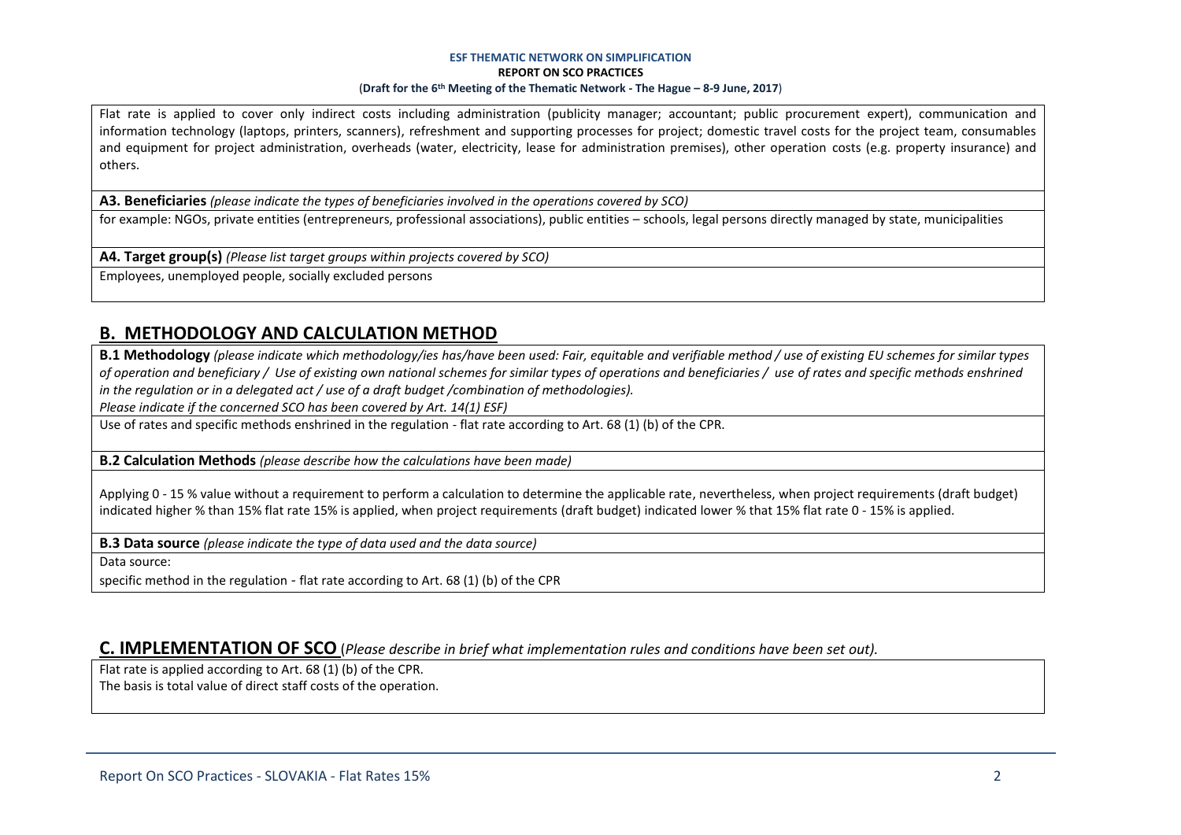Flat rate is applied to cover only indirect costs including administration (publicity manager; accountant; public procurement expert), communication and information technology (laptops, printers, scanners), refreshment and supporting processes for project; domestic travel costs for the project team, consumables and equipment for project administration, overheads (water, electricity, lease for administration premises), other operation costs (e.g. property insurance) and others.

**A3. Beneficiaries** *(please indicate the types of beneficiaries involved in the operations covered by SCO)*

for example: NGOs, private entities (entrepreneurs, professional associations), public entities – schools, legal persons directly managed by state, municipalities

**A4. Target group(s)** *(Please list target groups within projects covered by SCO)*

Employees, unemployed people, socially excluded persons

## B. METHODOLOGY AND CALCULATION METHOD

**B.1 Methodology** *(please indicate which methodology/ies has/have been used: Fair, equitable and verifiable method / use of existing EU schemes for similar types of operation and beneficiary / Use of existing own national schemes for similar types of operations and beneficiaries / use of rates and specific methods enshrined in the regulation or in a delegated act / use of a draft budget /combination of methodologies).*
*Please indicate if the concerned SCO has been covered by Art. 14(1) ESF)*

Use of rates and specific methods enshrined in the regulation - flat rate according to Art. 68 (1) (b) of the CPR.

**B.2 Calculation Methods** *(please describe how the calculations have been made)*

Applying 0 - 15 % value without a requirement to perform a calculation to determine the applicable rate, nevertheless, when project requirements (draft budget) indicated higher % than 15% flat rate 15% is applied, when project requirements (draft budget) indicated lower % that 15% flat rate 0 - 15% is applied.

**B.3 Data source** *(please indicate the type of data used and the data source)*

Data source:

specific method in the regulation - flat rate according to Art. 68 (1) (b) of the CPR

## C. IMPLEMENTATION OF SCO (*Please describe in brief what implementation rules and conditions have been set out).*

Flat rate is applied according to Art. 68 (1) (b) of the CPR.
The basis is total value of direct staff costs of the operation.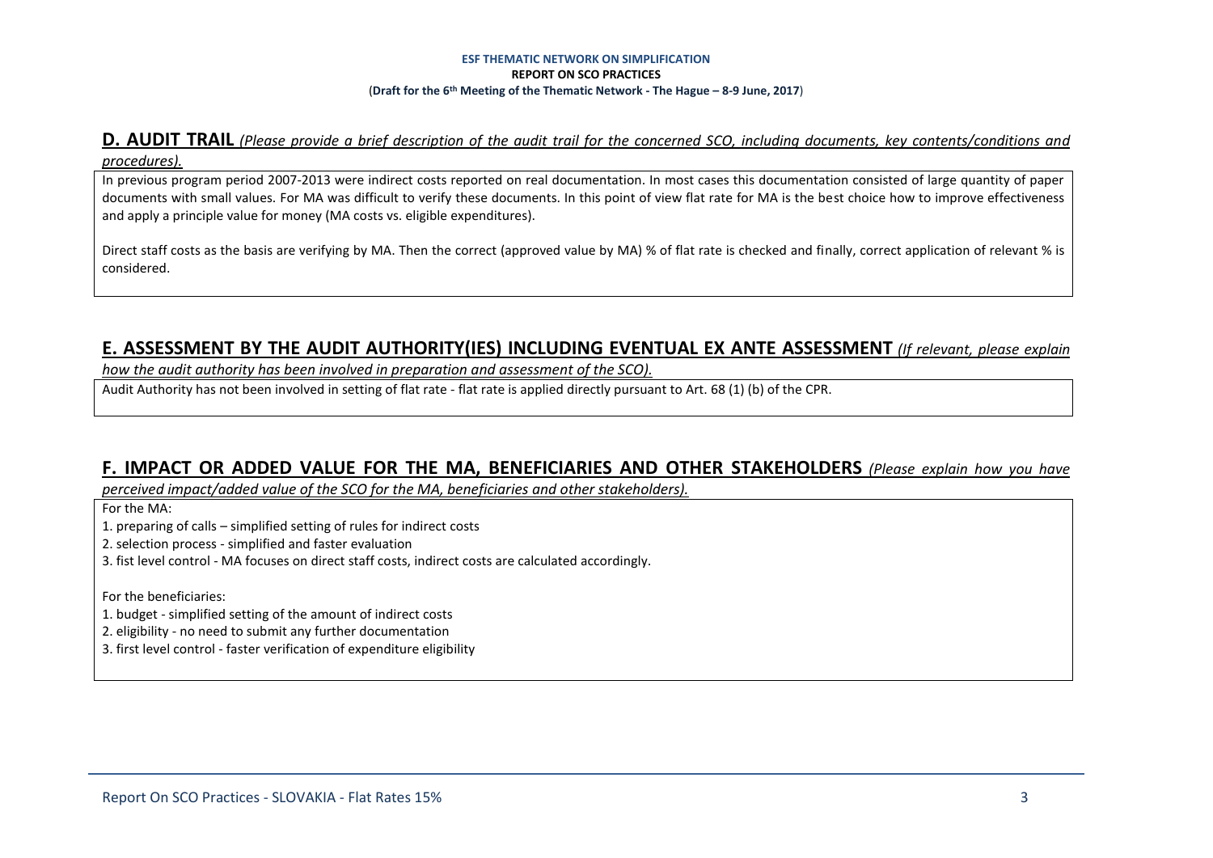## D. AUDIT TRAIL *(Please provide a brief description of the audit trail for the concerned SCO, including documents, key contents/conditions and procedures).*

In previous program period 2007-2013 were indirect costs reported on real documentation. In most cases this documentation consisted of large quantity of paper documents with small values. For MA was difficult to verify these documents. In this point of view flat rate for MA is the best choice how to improve effectiveness and apply a principle value for money (MA costs vs. eligible expenditures).

Direct staff costs as the basis are verifying by MA. Then the correct (approved value by MA) % of flat rate is checked and finally, correct application of relevant % is considered.

## E. ASSESSMENT BY THE AUDIT AUTHORITY(IES) INCLUDING EVENTUAL EX ANTE ASSESSMENT *(If relevant, please explain how the audit authority has been involved in preparation and assessment of the SCO).*

Audit Authority has not been involved in setting of flat rate - flat rate is applied directly pursuant to Art. 68 (1) (b) of the CPR.

## F. IMPACT OR ADDED VALUE FOR THE MA, BENEFICIARIES AND OTHER STAKEHOLDERS *(Please explain how you have perceived impact/added value of the SCO for the MA, beneficiaries and other stakeholders).*

For the MA:

1. preparing of calls – simplified setting of rules for indirect costs
2. selection process - simplified and faster evaluation
3. fist level control - MA focuses on direct staff costs, indirect costs are calculated accordingly.

For the beneficiaries:

1. budget - simplified setting of the amount of indirect costs
2. eligibility - no need to submit any further documentation
3. first level control - faster verification of expenditure eligibility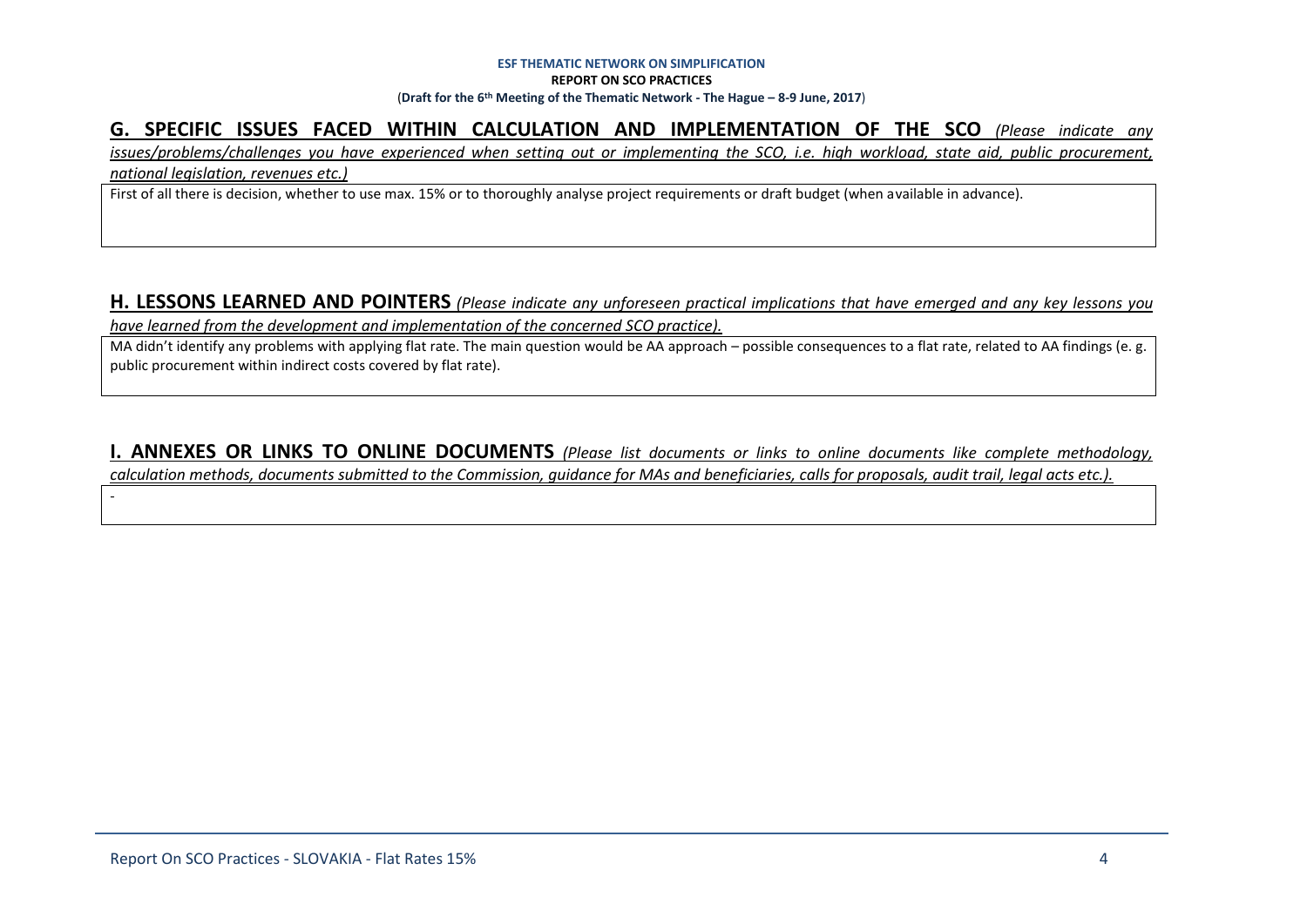## G. SPECIFIC ISSUES FACED WITHIN CALCULATION AND IMPLEMENTATION OF THE SCO *(Please indicate any issues/problems/challenges you have experienced when setting out or implementing the SCO, i.e. high workload, state aid, public procurement, national legislation, revenues etc.)*

First of all there is decision, whether to use max. 15% or to thoroughly analyse project requirements or draft budget (when available in advance).

## H. LESSONS LEARNED AND POINTERS *(Please indicate any unforeseen practical implications that have emerged and any key lessons you have learned from the development and implementation of the concerned SCO practice).*

MA didn't identify any problems with applying flat rate. The main question would be AA approach – possible consequences to a flat rate, related to AA findings (e. g. public procurement within indirect costs covered by flat rate).

## I. ANNEXES OR LINKS TO ONLINE DOCUMENTS *(Please list documents or links to online documents like complete methodology, calculation methods, documents submitted to the Commission, guidance for MAs and beneficiaries, calls for proposals, audit trail, legal acts etc.).*

-